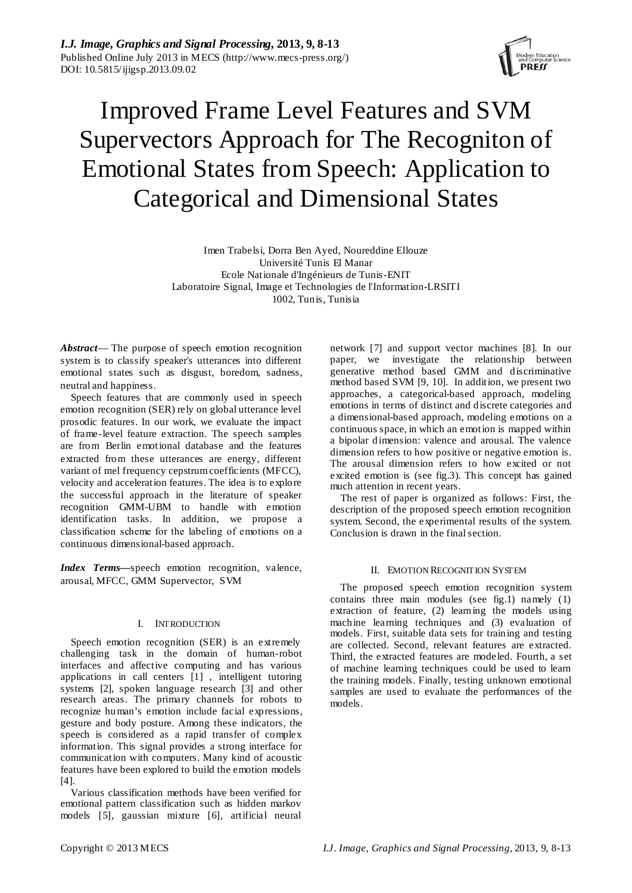# Improved Frame Level Features and SVM Supervectors Approach for The Recogniton of Emotional States from Speech: Application to Categorical and Dimensional States

Imen Trabelsi, Dorra Ben Ayed, Noureddine Ellouze
Université Tunis El Manar
Ecole Nationale d'Ingénieurs de Tunis-ENIT
Laboratoire Signal, Image et Technologies de l'Information-LRSITI
1002, Tunis, Tunisia

***Abstract*** — The purpose of speech emotion recognition system is to classify speaker's utterances into different emotional states such as disgust, boredom, sadness, neutral and happiness.

Speech features that are commonly used in speech emotion recognition (SER) rely on global utterance level prosodic features. In our work, we evaluate the impact of frame-level feature extraction. The speech samples are from Berlin emotional database and the features extracted from these utterances are energy, different variant of mel frequency cepstrum coefficients (MFCC), velocity and acceleration features. The idea is to explore the successful approach in the literature of speaker recognition GMM-UBM to handle with emotion identification tasks. In addition, we propose a classification scheme for the labeling of emotions on a continuous dimensional-based approach.

***Index Terms*—**speech emotion recognition, valence, arousal, MFCC, GMM Supervector, SVM

## I. Introduction

Speech emotion recognition (SER) is an extremely challenging task in the domain of human-robot interfaces and affective computing and has various applications in call centers [1] , intelligent tutoring systems [2], spoken language research [3] and other research areas. The primary channels for robots to recognize human's emotion include facial expressions, gesture and body posture. Among these indicators, the speech is considered as a rapid transfer of complex information. This signal provides a strong interface for communication with computers. Many kind of acoustic features have been explored to build the emotion models [4].

Various classification methods have been verified for emotional pattern classification such as hidden markov models [5], gaussian mixture [6], artificial neural network [7] and support vector machines [8]. In our paper, we investigate the relationship between generative method based GMM and discriminative method based SVM [9, 10]. In addition, we present two approaches, a categorical-based approach, modeling emotions in terms of distinct and discrete categories and a dimensional-based approach, modeling emotions on a continuous space, in which an emotion is mapped within a bipolar dimension: valence and arousal. The valence dimension refers to how positive or negative emotion is. The arousal dimension refers to how excited or not excited emotion is (see fig.3). This concept has gained much attention in recent years.

The rest of paper is organized as follows: First, the description of the proposed speech emotion recognition system. Second, the experimental results of the system. Conclusion is drawn in the final section.

## II. Emotion Recognition System

The proposed speech emotion recognition system contains three main modules (see fig.1) namely (1) extraction of feature, (2) learning the models using machine learning techniques and (3) evaluation of models. First, suitable data sets for training and testing are collected. Second, relevant features are extracted. Third, the extracted features are modeled. Fourth, a set of machine learning techniques could be used to learn the training models. Finally, testing unknown emotional samples are used to evaluate the performances of the models.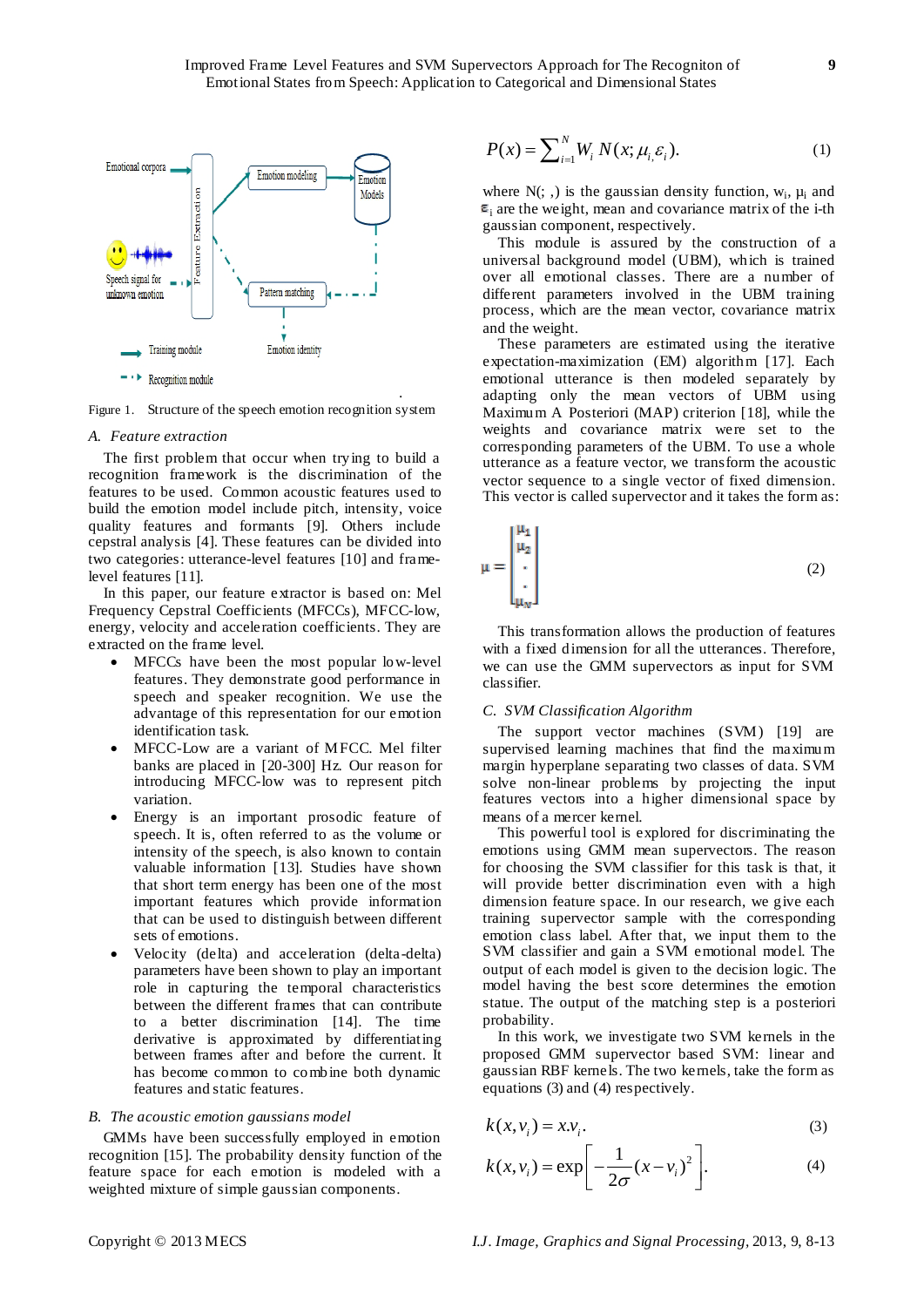Figure 1. Structure of the speech emotion recognition system

### A. *Feature extraction*

The first problem that occur when trying to build a recognition framework is the discrimination of the features to be used. Common acoustic features used to build the emotion model include pitch, intensity, voice quality features and formants [9]. Others include cepstral analysis [4]. These features can be divided into two categories: utterance-level features [10] and frame-level features [11].

In this paper, our feature extractor is based on: Mel Frequency Cepstral Coefficients (MFCCs), MFCC-low, energy, velocity and acceleration coefficients. They are extracted on the frame level.

- MFCCs have been the most popular low-level features. They demonstrate good performance in speech and speaker recognition. We use the advantage of this representation for our emotion identification task.
- MFCC-Low are a variant of MFCC. Mel filter banks are placed in [20-300] Hz. Our reason for introducing MFCC-low was to represent pitch variation.
- Energy is an important prosodic feature of speech. It is, often referred to as the volume or intensity of the speech, is also known to contain valuable information [13]. Studies have shown that short term energy has been one of the most important features which provide information that can be used to distinguish between different sets of emotions.
- Velocity (delta) and acceleration (delta-delta) parameters have been shown to play an important role in capturing the temporal characteristics between the different frames that can contribute to a better discrimination [14]. The time derivative is approximated by differentiating between frames after and before the current. It has become common to combine both dynamic features and static features.

### B. *The acoustic emotion gaussians model*

GMMs have been successfully employed in emotion recognition [15]. The probability density function of the feature space for each emotion is modeled with a weighted mixture of simple gaussian components.

$$P(x) = \sum_{i=1}^{N} W_i \, N(x; \mu_i, \varepsilon_i). \tag{1}$$

where N(; ,) is the gaussian density function, $w_i$, $\mu_i$ and $\varepsilon_i$ are the weight, mean and covariance matrix of the i-th gaussian component, respectively.

This module is assured by the construction of a universal background model (UBM), which is trained over all emotional classes. There are a number of different parameters involved in the UBM training process, which are the mean vector, covariance matrix and the weight.

These parameters are estimated using the iterative expectation-maximization (EM) algorithm [17]. Each emotional utterance is then modeled separately by adapting only the mean vectors of UBM using Maximum A Posteriori (MAP) criterion [18], while the weights and covariance matrix were set to the corresponding parameters of the UBM. To use a whole utterance as a feature vector, we transform the acoustic vector sequence to a single vector of fixed dimension. This vector is called supervector and it takes the form as:

$$\mu = \begin{bmatrix} \mu_1 \\ \mu_2 \\ \cdot \\ \cdot \\ \mu_N \end{bmatrix} \tag{2}$$

This transformation allows the production of features with a fixed dimension for all the utterances. Therefore, we can use the GMM supervectors as input for SVM classifier.

### C. *SVM Classification Algorithm*

The support vector machines (SVM) [19] are supervised learning machines that find the maximum margin hyperplane separating two classes of data. SVM solve non-linear problems by projecting the input features vectors into a higher dimensional space by means of a mercer kernel.

This powerful tool is explored for discriminating the emotions using GMM mean supervectors. The reason for choosing the SVM classifier for this task is that, it will provide better discrimination even with a high dimension feature space. In our research, we give each training supervector sample with the corresponding emotion class label. After that, we input them to the SVM classifier and gain a SVM emotional model. The output of each model is given to the decision logic. The model having the best score determines the emotion statue. The output of the matching step is a posteriori probability.

In this work, we investigate two SVM kernels in the proposed GMM supervector based SVM: linear and gaussian RBF kernels. The two kernels, take the form as equations (3) and (4) respectively.

$$k(x, v_i) = x.v_i. \tag{3}$$

$$k(x, v_i) = \exp\left[-\frac{1}{2\sigma}(x - v_i)^2\right]. \tag{4}$$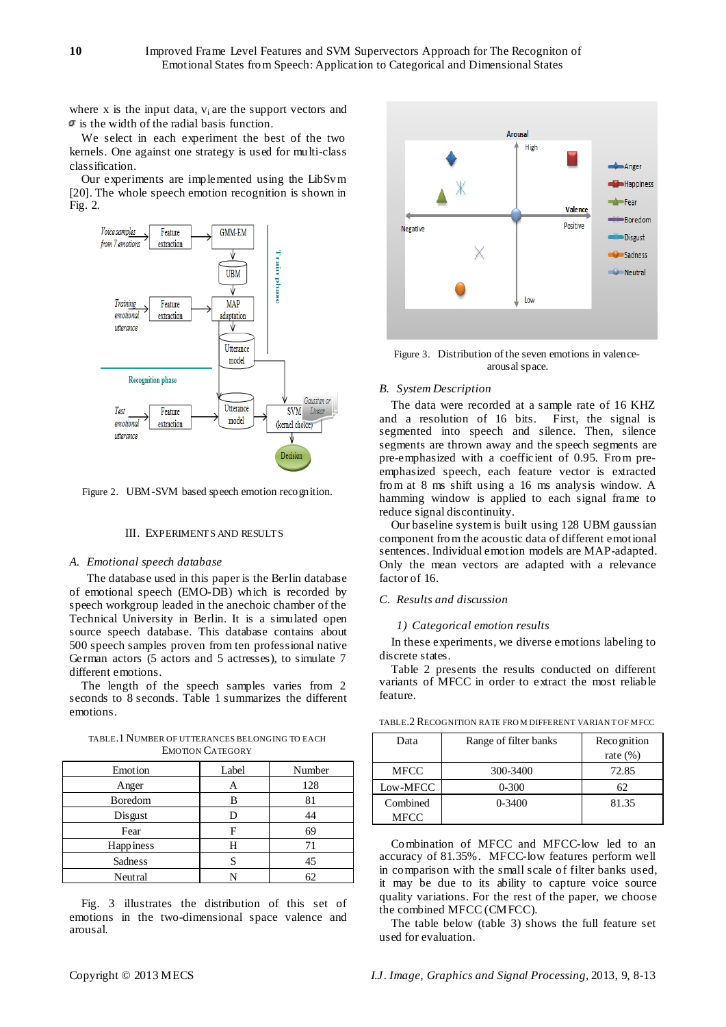where x is the input data, $v_i$ are the support vectors and $\sigma$ is the width of the radial basis function.

We select in each experiment the best of the two kernels. One against one strategy is used for multi-class classification.

Our experiments are implemented using the LibSvm [20]. The whole speech emotion recognition is shown in Fig. 2.

Figure 2. UBM-SVM based speech emotion recognition.

## III. Experiments and Results

### A. Emotional speech database

The database used in this paper is the Berlin database of emotional speech (EMO-DB) which is recorded by speech workgroup leaded in the anechoic chamber of the Technical University in Berlin. It is a simulated open source speech database. This database contains about 500 speech samples proven from ten professional native German actors (5 actors and 5 actresses), to simulate 7 different emotions.

The length of the speech samples varies from 2 seconds to 8 seconds. Table 1 summarizes the different emotions.

TABLE.1 Number of utterances belonging to each Emotion Category

| Emotion | Label | Number |
|---|---|---|
| Anger | A | 128 |
| Boredom | B | 81 |
| Disgust | D | 44 |
| Fear | F | 69 |
| Happiness | H | 71 |
| Sadness | S | 45 |
| Neutral | N | 62 |

Fig. 3 illustrates the distribution of this set of emotions in the two-dimensional space valence and arousal.

Figure 3. Distribution of the seven emotions in valence-arousal space.

### B. System Description

The data were recorded at a sample rate of 16 KHZ and a resolution of 16 bits. First, the signal is segmented into speech and silence. Then, silence segments are thrown away and the speech segments are pre-emphasized with a coefficient of 0.95. From pre-emphasized speech, each feature vector is extracted from at 8 ms shift using a 16 ms analysis window. A hamming window is applied to each signal frame to reduce signal discontinuity.

Our baseline system is built using 128 UBM gaussian component from the acoustic data of different emotional sentences. Individual emotion models are MAP-adapted. Only the mean vectors are adapted with a relevance factor of 16.

### C. Results and discussion

#### 1) Categorical emotion results

In these experiments, we diverse emotions labeling to discrete states.

Table 2 presents the results conducted on different variants of MFCC in order to extract the most reliable feature.

TABLE.2 Recognition rate from different variant of MFCC

| Data | Range of filter banks | Recognition rate (%) |
|---|---|---|
| MFCC | 300-3400 | 72.85 |
| Low-MFCC | 0-300 | 62 |
| Combined MFCC | 0-3400 | 81.35 |

Combination of MFCC and MFCC-low led to an accuracy of 81.35%. MFCC-low features perform well in comparison with the small scale of filter banks used, it may be due to its ability to capture voice source quality variations. For the rest of the paper, we choose the combined MFCC (CMFCC).

The table below (table 3) shows the full feature set used for evaluation.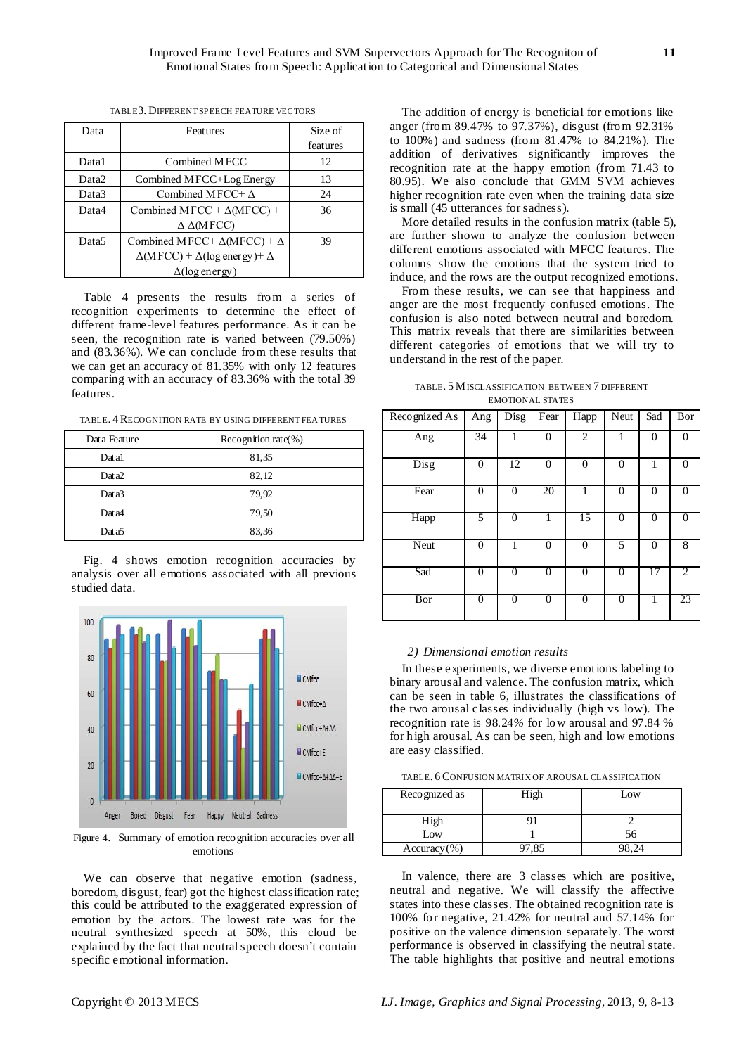TABLE3. DIFFERENT SPEECH FEATURE VECTORS

| Data | Features | Size of features |
|---|---|---|
| Data1 | Combined MFCC | 12 |
| Data2 | Combined MFCC+Log Energy | 13 |
| Data3 | Combined MFCC+ $\Delta$ | 24 |
| Data4 | Combined MFCC + $\Delta$(MFCC) + $\Delta\Delta$(MFCC) | 36 |
| Data5 | Combined MFCC+ $\Delta$(MFCC) + $\Delta\Delta$(MFCC) + $\Delta$(log energy)+ $\Delta\Delta$(log energy) | 39 |

Table 4 presents the results from a series of recognition experiments to determine the effect of different frame-level features performance. As it can be seen, the recognition rate is varied between (79.50%) and (83.36%). We can conclude from these results that we can get an accuracy of 81.35% with only 12 features comparing with an accuracy of 83.36% with the total 39 features.

TABLE. 4 RECOGNITION RATE BY USING DIFFERENT FEATURES

| Data Feature | Recognition rate(%) |
|---|---|
| Data1 | 81,35 |
| Data2 | 82,12 |
| Data3 | 79,92 |
| Data4 | 79,50 |
| Data5 | 83,36 |

Fig. 4 shows emotion recognition accuracies by analysis over all emotions associated with all previous studied data.

Figure 4. Summary of emotion recognition accuracies over all emotions

We can observe that negative emotion (sadness, boredom, disgust, fear) got the highest classification rate; this could be attributed to the exaggerated expression of emotion by the actors. The lowest rate was for the neutral synthesized speech at 50%, this cloud be explained by the fact that neutral speech doesn't contain specific emotional information.

The addition of energy is beneficial for emotions like anger (from 89.47% to 97.37%), disgust (from 92.31% to 100%) and sadness (from 81.47% to 84.21%). The addition of derivatives significantly improves the recognition rate at the happy emotion (from 71.43 to 80.95). We also conclude that GMM SVM achieves higher recognition rate even when the training data size is small (45 utterances for sadness).

More detailed results in the confusion matrix (table 5), are further shown to analyze the confusion between different emotions associated with MFCC features. The columns show the emotions that the system tried to induce, and the rows are the output recognized emotions.

From these results, we can see that happiness and anger are the most frequently confused emotions. The confusion is also noted between neutral and boredom. This matrix reveals that there are similarities between different categories of emotions that we will try to understand in the rest of the paper.

TABLE. 5 MISCLASSIFICATION BETWEEN 7 DIFFERENT EMOTIONAL STATES

| Recognized As | Ang | Disg | Fear | Happ | Neut | Sad | Bor |
|---|---|---|---|---|---|---|---|
| Ang | 34 | 1 | 0 | 2 | 1 | 0 | 0 |
| Disg | 0 | 12 | 0 | 0 | 0 | 1 | 0 |
| Fear | 0 | 0 | 20 | 1 | 0 | 0 | 0 |
| Happ | 5 | 0 | 1 | 15 | 0 | 0 | 0 |
| Neut | 0 | 1 | 0 | 0 | 5 | 0 | 8 |
| Sad | 0 | 0 | 0 | 0 | 0 | 17 | 2 |
| Bor | 0 | 0 | 0 | 0 | 0 | 1 | 23 |

*2) Dimensional emotion results*

In these experiments, we diverse emotions labeling to binary arousal and valence. The confusion matrix, which can be seen in table 6, illustrates the classifications of the two arousal classes individually (high vs low). The recognition rate is 98.24% for low arousal and 97.84 % for high arousal. As can be seen, high and low emotions are easy classified.

TABLE. 6 CONFUSION MATRIX OF AROUSAL CLASSIFICATION

| Recognized as | High | Low |
|---|---|---|
| High | 91 | 2 |
| Low | 1 | 56 |
| Accuracy(%) | 97,85 | 98,24 |

In valence, there are 3 classes which are positive, neutral and negative. We will classify the affective states into these classes. The obtained recognition rate is 100% for negative, 21.42% for neutral and 57.14% for positive on the valence dimension separately. The worst performance is observed in classifying the neutral state. The table highlights that positive and neutral emotions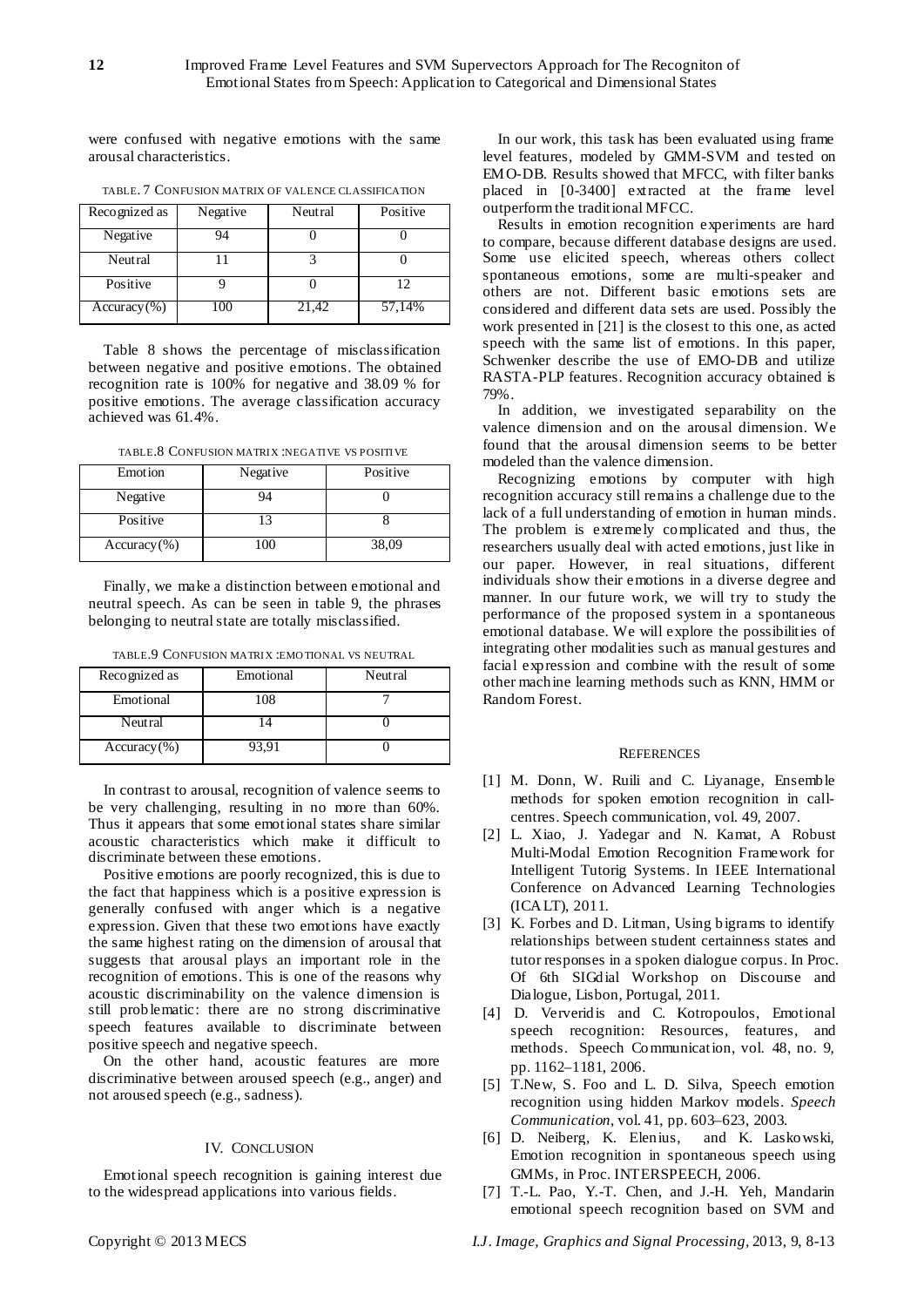were confused with negative emotions with the same arousal characteristics.

TABLE. 7 CONFUSION MATRIX OF VALENCE CLASSIFICATION

| Recognized as | Negative | Neutral | Positive |
|---|---|---|---|
| Negative | 94 | 0 | 0 |
| Neutral | 11 | 3 | 0 |
| Positive | 9 | 0 | 12 |
| Accuracy(%) | 100 | 21,42 | 57,14% |

Table 8 shows the percentage of misclassification between negative and positive emotions. The obtained recognition rate is 100% for negative and 38.09 % for positive emotions. The average classification accuracy achieved was 61.4%.

TABLE.8 CONFUSION MATRIX :NEGATIVE VS POSITIVE

| Emotion | Negative | Positive |
|---|---|---|
| Negative | 94 | 0 |
| Positive | 13 | 8 |
| Accuracy(%) | 100 | 38,09 |

Finally, we make a distinction between emotional and neutral speech. As can be seen in table 9, the phrases belonging to neutral state are totally misclassified.

TABLE.9 CONFUSION MATRIX :EMOTIONAL VS NEUTRAL

| Recognized as | Emotional | Neutral |
|---|---|---|
| Emotional | 108 | 7 |
| Neutral | 14 | 0 |
| Accuracy(%) | 93,91 | 0 |

In contrast to arousal, recognition of valence seems to be very challenging, resulting in no more than 60%. Thus it appears that some emotional states share similar acoustic characteristics which make it difficult to discriminate between these emotions.

Positive emotions are poorly recognized, this is due to the fact that happiness which is a positive expression is generally confused with anger which is a negative expression. Given that these two emotions have exactly the same highest rating on the dimension of arousal that suggests that arousal plays an important role in the recognition of emotions. This is one of the reasons why acoustic discriminability on the valence dimension is still problematic: there are no strong discriminative speech features available to discriminate between positive speech and negative speech.

On the other hand, acoustic features are more discriminative between aroused speech (e.g., anger) and not aroused speech (e.g., sadness).

## IV. CONCLUSION

Emotional speech recognition is gaining interest due to the widespread applications into various fields.

In our work, this task has been evaluated using frame level features, modeled by GMM-SVM and tested on EMO-DB. Results showed that MFCC, with filter banks placed in [0-3400] extracted at the frame level outperform the traditional MFCC.

Results in emotion recognition experiments are hard to compare, because different database designs are used. Some use elicited speech, whereas others collect spontaneous emotions, some are multi-speaker and others are not. Different basic emotions sets are considered and different data sets are used. Possibly the work presented in [21] is the closest to this one, as acted speech with the same list of emotions. In this paper, Schwenker describe the use of EMO-DB and utilize RASTA-PLP features. Recognition accuracy obtained is 79%.

In addition, we investigated separability on the valence dimension and on the arousal dimension. We found that the arousal dimension seems to be better modeled than the valence dimension.

Recognizing emotions by computer with high recognition accuracy still remains a challenge due to the lack of a full understanding of emotion in human minds. The problem is extremely complicated and thus, the researchers usually deal with acted emotions, just like in our paper. However, in real situations, different individuals show their emotions in a diverse degree and manner. In our future work, we will try to study the performance of the proposed system in a spontaneous emotional database. We will explore the possibilities of integrating other modalities such as manual gestures and facial expression and combine with the result of some other machine learning methods such as KNN, HMM or Random Forest.

## REFERENCES

[1] M. Donn, W. Ruili and C. Liyanage, Ensemble methods for spoken emotion recognition in call-centres. Speech communication, vol. 49, 2007.

[2] L. Xiao, J. Yadegar and N. Kamat, A Robust Multi-Modal Emotion Recognition Framework for Intelligent Tutorig Systems. In IEEE International Conference on Advanced Learning Technologies (ICALT), 2011.

[3] K. Forbes and D. Litman, Using bigrams to identify relationships between student certainness states and tutor responses in a spoken dialogue corpus. In Proc. Of 6th SIGdial Workshop on Discourse and Dialogue, Lisbon, Portugal, 2011.

[4] D. Ververidis and C. Kotropoulos, Emotional speech recognition: Resources, features, and methods. Speech Communication, vol. 48, no. 9, pp. 1162–1181, 2006.

[5] T.New, S. Foo and L. D. Silva, Speech emotion recognition using hidden Markov models. *Speech Communication*, vol. 41, pp. 603–623, 2003.

[6] D. Neiberg, K. Elenius, and K. Laskowski, Emotion recognition in spontaneous speech using GMMs, in Proc. INTERSPEECH, 2006.

[7] T.-L. Pao, Y.-T. Chen, and J.-H. Yeh, Mandarin emotional speech recognition based on SVM and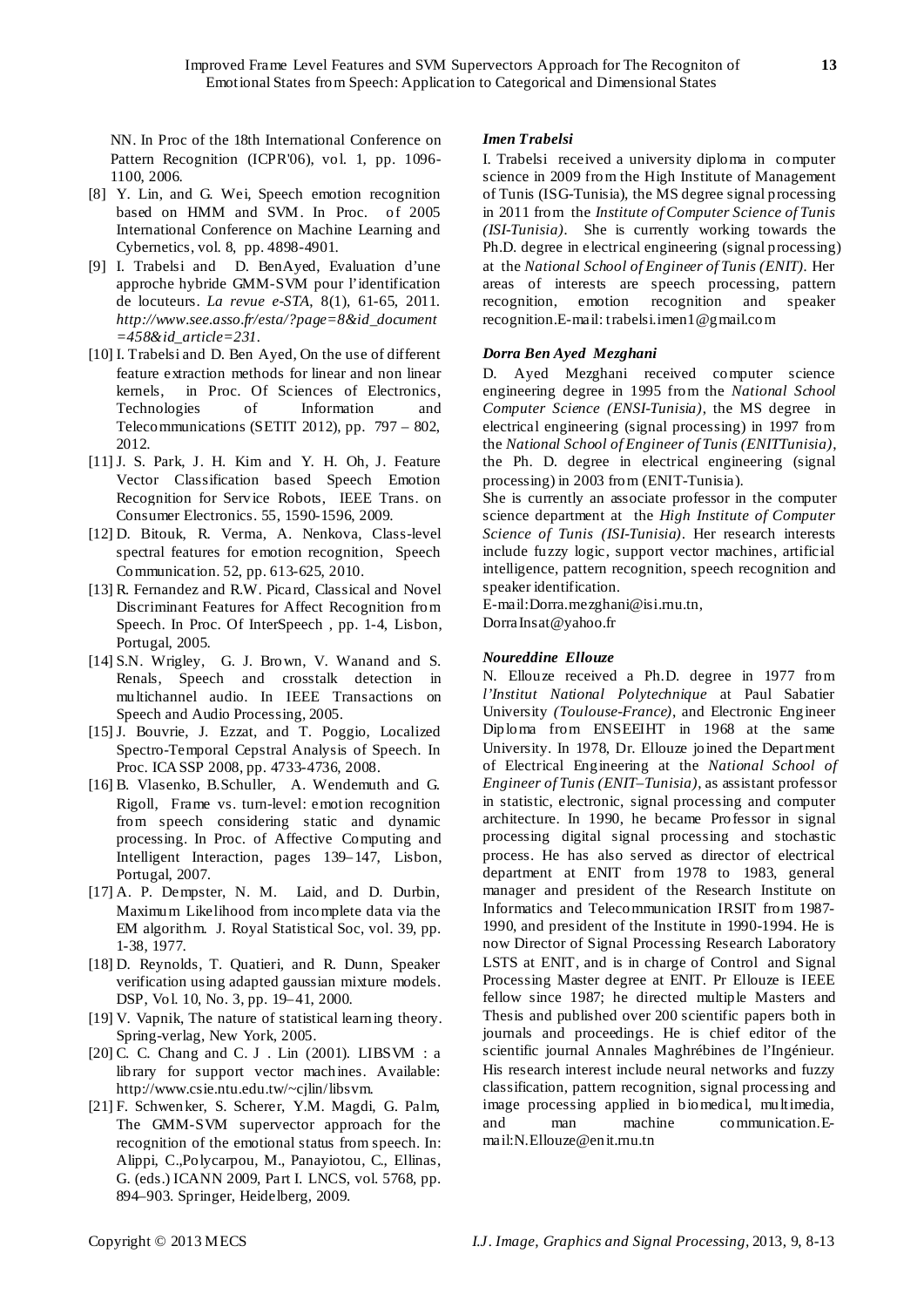NN. In Proc of the 18th International Conference on Pattern Recognition (ICPR'06), vol. 1, pp. 1096-1100, 2006.

[8] Y. Lin, and G. Wei, Speech emotion recognition based on HMM and SVM. In Proc. of 2005 International Conference on Machine Learning and Cybernetics, vol. 8, pp. 4898-4901.

[9] I. Trabelsi and D. BenAyed, Evaluation d'une approche hybride GMM-SVM pour l'identification de locuteurs. *La revue e-STA*, 8(1), 61-65, 2011. *http://www.see.asso.fr/esta/?page=8&id_document=458&id_article=231.*

[10] I. Trabelsi and D. Ben Ayed, On the use of different feature extraction methods for linear and non linear kernels, in Proc. Of Sciences of Electronics, Technologies of Information and Telecommunications (SETIT 2012), pp. 797 – 802, 2012.

[11] J. S. Park, J. H. Kim and Y. H. Oh, J. Feature Vector Classification based Speech Emotion Recognition for Service Robots, IEEE Trans. on Consumer Electronics. 55, 1590-1596, 2009.

[12] D. Bitouk, R. Verma, A. Nenkova, Class-level spectral features for emotion recognition, Speech Communication. 52, pp. 613-625, 2010.

[13] R. Fernandez and R.W. Picard, Classical and Novel Discriminant Features for Affect Recognition from Speech. In Proc. Of InterSpeech , pp. 1-4, Lisbon, Portugal, 2005.

[14] S.N. Wrigley, G. J. Brown, V. Wanand and S. Renals, Speech and crosstalk detection in multichannel audio. In IEEE Transactions on Speech and Audio Processing, 2005.

[15] J. Bouvrie, J. Ezzat, and T. Poggio, Localized Spectro-Temporal Cepstral Analysis of Speech. In Proc. ICASSP 2008, pp. 4733-4736, 2008.

[16] B. Vlasenko, B.Schuller, A. Wendemuth and G. Rigoll, Frame vs. turn-level: emotion recognition from speech considering static and dynamic processing. In Proc. of Affective Computing and Intelligent Interaction, pages 139–147, Lisbon, Portugal, 2007.

[17] A. P. Dempster, N. M. Laid, and D. Durbin, Maximum Likelihood from incomplete data via the EM algorithm. J. Royal Statistical Soc, vol. 39, pp. 1-38, 1977.

[18] D. Reynolds, T. Quatieri, and R. Dunn, Speaker verification using adapted gaussian mixture models. DSP, Vol. 10, No. 3, pp. 19–41, 2000.

[19] V. Vapnik, The nature of statistical learning theory. Spring-verlag, New York, 2005.

[20] C. C. Chang and C. J . Lin (2001). LIBSVM : a library for support vector machines. Available: http://www.csie.ntu.edu.tw/~cjlin/libsvm.

[21] F. Schwenker, S. Scherer, Y.M. Magdi, G. Palm, The GMM-SVM supervector approach for the recognition of the emotional status from speech. In: Alippi, C.,Polycarpou, M., Panayiotou, C., Ellinas, G. (eds.) ICANN 2009, Part I. LNCS, vol. 5768, pp. 894–903. Springer, Heidelberg, 2009.

***Imen Trabelsi***

I. Trabelsi received a university diploma in computer science in 2009 from the High Institute of Management of Tunis (ISG-Tunisia), the MS degree signal processing in 2011 from the *Institute of Computer Science of Tunis (ISI-Tunisia)*. She is currently working towards the Ph.D. degree in electrical engineering (signal processing) at the *National School of Engineer of Tunis (ENIT)*. Her areas of interests are speech processing, pattern recognition, emotion recognition and speaker recognition.E-mail: trabelsi.imen1@gmail.com

***Dorra Ben Ayed Mezghani***

D. Ayed Mezghani received computer science engineering degree in 1995 from the *National School Computer Science (ENSI-Tunisia)*, the MS degree in electrical engineering (signal processing) in 1997 from the *National School of Engineer of Tunis (ENITTunisia)*, the Ph. D. degree in electrical engineering (signal processing) in 2003 from (ENIT-Tunisia).

She is currently an associate professor in the computer science department at the *High Institute of Computer Science of Tunis (ISI-Tunisia)*. Her research interests include fuzzy logic, support vector machines, artificial intelligence, pattern recognition, speech recognition and speaker identification.

E-mail:Dorra.mezghani@isi.rnu.tn,
DorraInsat@yahoo.fr

***Noureddine Ellouze***

N. Ellouze received a Ph.D. degree in 1977 from *l'Institut National Polytechnique* at Paul Sabatier University *(Toulouse-France)*, and Electronic Engineer Diploma from ENSEEIHT in 1968 at the same University. In 1978, Dr. Ellouze joined the Department of Electrical Engineering at the *National School of Engineer of Tunis (ENIT–Tunisia)*, as assistant professor in statistic, electronic, signal processing and computer architecture. In 1990, he became Professor in signal processing digital signal processing and stochastic process. He has also served as director of electrical department at ENIT from 1978 to 1983, general manager and president of the Research Institute on Informatics and Telecommunication IRSIT from 1987-1990, and president of the Institute in 1990-1994. He is now Director of Signal Processing Research Laboratory LSTS at ENIT, and is in charge of Control and Signal Processing Master degree at ENIT. Pr Ellouze is IEEE fellow since 1987; he directed multiple Masters and Thesis and published over 200 scientific papers both in journals and proceedings. He is chief editor of the scientific journal Annales Maghrébines de l'Ingénieur. His research interest include neural networks and fuzzy classification, pattern recognition, signal processing and image processing applied in biomedical, multimedia, and man machine communication.E-mail:N.Ellouze@enit.rnu.tn